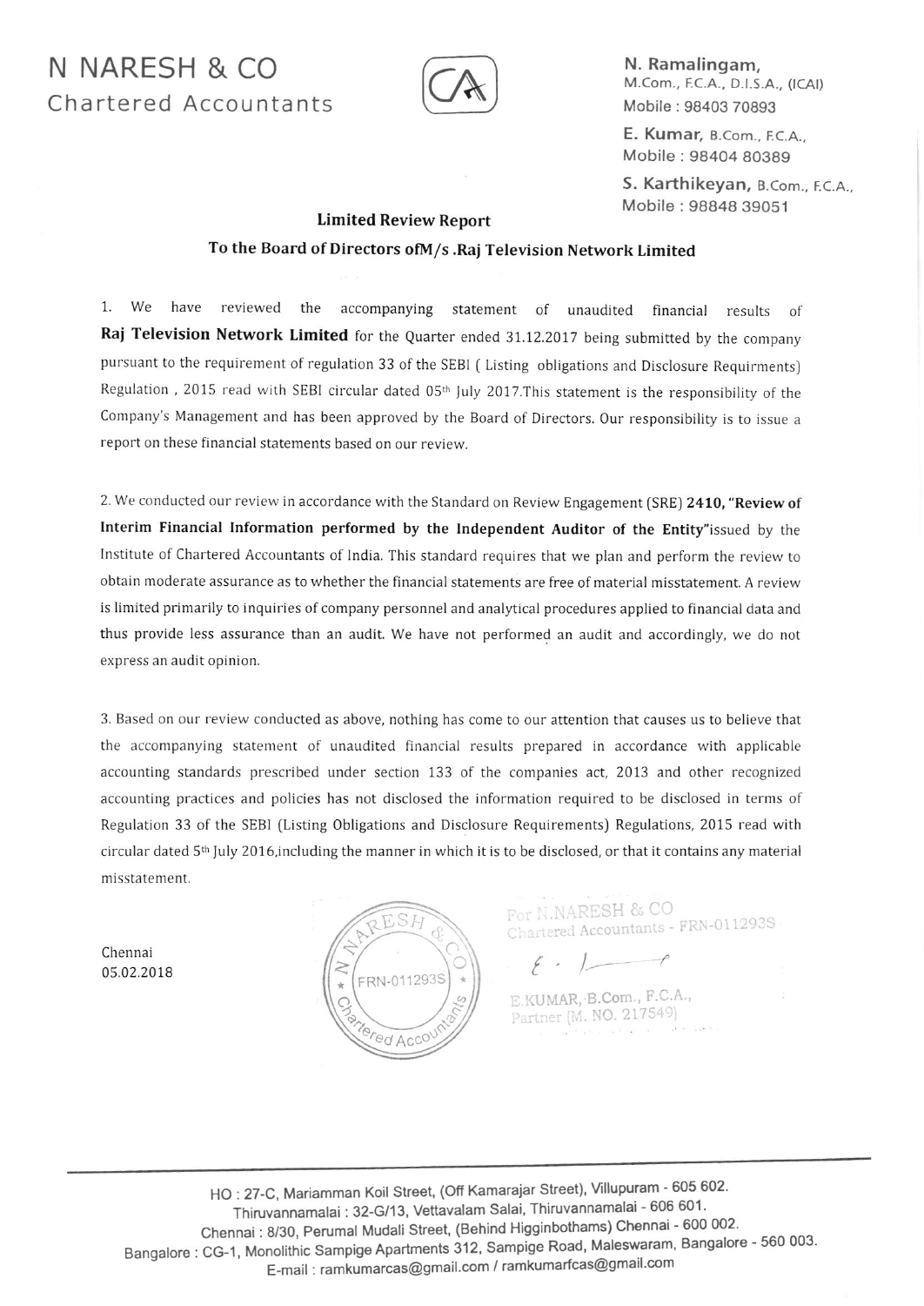# N NARESH & CO
Chartered Accountants

**N. Ramalingam,**
M.Com., F.C.A., D.I.S.A., (ICAI)
Mobile : 98403 70893

**E. Kumar,** B.Com., F.C.A.,
Mobile : 98404 80389

**S. Karthikeyan,** B.Com., F.C.A.,
Mobile : 98848 39051

## Limited Review Report

## To the Board of Directors ofM/s .Raj Television Network Limited

1. We have reviewed the accompanying statement of unaudited financial results of **Raj Television Network Limited** for the Quarter ended 31.12.2017 being submitted by the company pursuant to the requirement of regulation 33 of the SEBI ( Listing obligations and Disclosure Requirments) Regulation , 2015 read with SEBI circular dated 05th July 2017.This statement is the responsibility of the Company's Management and has been approved by the Board of Directors. Our responsibility is to issue a report on these financial statements based on our review.

2. We conducted our review in accordance with the Standard on Review Engagement (SRE) **2410, "Review of Interim Financial Information performed by the Independent Auditor of the Entity"**issued by the Institute of Chartered Accountants of India. This standard requires that we plan and perform the review to obtain moderate assurance as to whether the financial statements are free of material misstatement. A review is limited primarily to inquiries of company personnel and analytical procedures applied to financial data and thus provide less assurance than an audit. We have not performed an audit and accordingly, we do not express an audit opinion.

3. Based on our review conducted as above, nothing has come to our attention that causes us to believe that the accompanying statement of unaudited financial results prepared in accordance with applicable accounting standards prescribed under section 133 of the companies act, 2013 and other recognized accounting practices and policies has not disclosed the information required to be disclosed in terms of Regulation 33 of the SEBI (Listing Obligations and Disclosure Requirements) Regulations, 2015 read with circular dated 5th July 2016,including the manner in which it is to be disclosed, or that it contains any material misstatement.

Chennai
05.02.2018

For N.NARESH & CO
Chartered Accountants - FRN-011293S

E.KUMAR, B.Com., F.C.A.,
Partner (M. NO. 217549)

HO : 27-C, Mariamman Koil Street, (Off Kamarajar Street), Villupuram - 605 602.
Thiruvannamalai : 32-G/13, Vettavalam Salai, Thiruvannamalai - 606 601.
Chennai : 8/30, Perumal Mudali Street, (Behind Higginbothams) Chennai - 600 002.
Bangalore : CG-1, Monolithic Sampige Apartments 312, Sampige Road, Maleswaram, Bangalore - 560 003.
E-mail : ramkumarcas@gmail.com / ramkumarfcas@gmail.com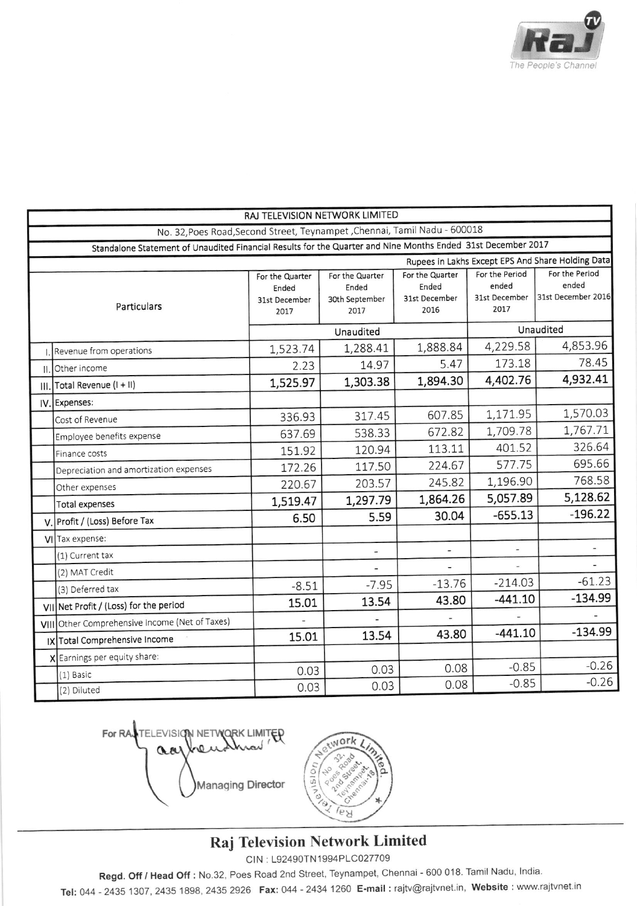| RAJ TELEVISION NETWORK LIMITED | | | | | | |
|---|---|---|---|---|---|---|
| No. 32,Poes Road,Second Street, Teynampet ,Chennai, Tamil Nadu - 600018 | | | | | | |
| Standalone Statement of Unaudited Financial Results for the Quarter and Nine Months Ended 31st December 2017 | | | | | | |
| Rupees in Lakhs Except EPS And Share Holding Data | | | | | | |
| | Particulars | For the Quarter Ended 31st December 2017 | For the Quarter Ended 30th September 2017 | For the Quarter Ended 31st December 2016 | For the Period ended 31st December 2017 | For the Period ended 31st December 2016 |
| | | Unaudited | | | Unaudited | |
| I. | Revenue from operations | 1,523.74 | 1,288.41 | 1,888.84 | 4,229.58 | 4,853.96 |
| II. | Other income | 2.23 | 14.97 | 5.47 | 173.18 | 78.45 |
| III. | Total Revenue (I + II) | 1,525.97 | 1,303.38 | 1,894.30 | 4,402.76 | 4,932.41 |
| IV. | Expenses: | | | | | |
| | Cost of Revenue | 336.93 | 317.45 | 607.85 | 1,171.95 | 1,570.03 |
| | Employee benefits expense | 637.69 | 538.33 | 672.82 | 1,709.78 | 1,767.71 |
| | Finance costs | 151.92 | 120.94 | 113.11 | 401.52 | 326.64 |
| | Depreciation and amortization expenses | 172.26 | 117.50 | 224.67 | 577.75 | 695.66 |
| | Other expenses | 220.67 | 203.57 | 245.82 | 1,196.90 | 768.58 |
| | Total expenses | 1,519.47 | 1,297.79 | 1,864.26 | 5,057.89 | 5,128.62 |
| V. | Profit / (Loss) Before Tax | 6.50 | 5.59 | 30.04 | -655.13 | -196.22 |
| VI | Tax expense: | | | | | |
| | (1) Current tax | | - | - | - | - |
| | (2) MAT Credit | | - | - | - | - |
| | (3) Deferred tax | -8.51 | -7.95 | -13.76 | -214.03 | -61.23 |
| VII | Net Profit / (Loss) for the period | 15.01 | 13.54 | 43.80 | -441.10 | -134.99 |
| VIII | Other Comprehensive Income (Net of Taxes) | - | - | - | - | - |
| IX | Total Comprehensive Income | 15.01 | 13.54 | 43.80 | -441.10 | -134.99 |
| X | Earnings per equity share: | | | | | |
| | (1) Basic | 0.03 | 0.03 | 0.08 | -0.85 | -0.26 |
| | (2) Diluted | 0.03 | 0.03 | 0.08 | -0.85 | -0.26 |

For RAJ TELEVISION NETWORK LIMITED

Managing Director

## Raj Television Network Limited

CIN : L92490TN1994PLC027709

**Regd. Off / Head Off :** No.32, Poes Road 2nd Street, Teynampet, Chennai - 600 018. Tamil Nadu, India.

**Tel:** 044 - 2435 1307, 2435 1898, 2435 2926 **Fax:** 044 - 2434 1260 **E-mail :** rajtv@rajtvnet.in, **Website :** www.rajtvnet.in